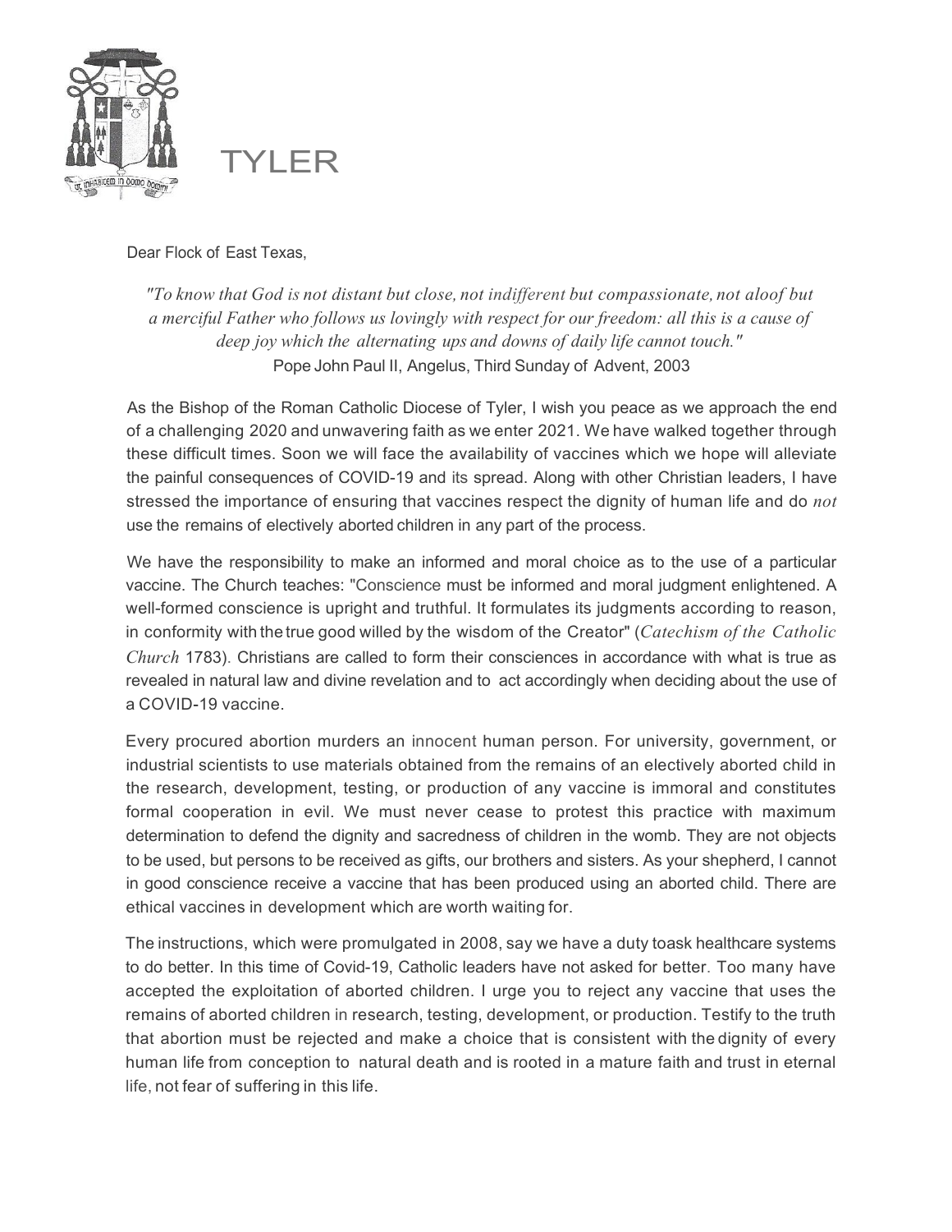# TYLER

Dear Flock of East Texas,

> *"To know that God is not distant but close, not indifferent but compassionate, not aloof but a merciful Father who follows us lovingly with respect for our freedom: all this is a cause of deep joy which the alternating ups and downs of daily life cannot touch."*
>
> Pope John Paul II, Angelus, Third Sunday of Advent, 2003

As the Bishop of the Roman Catholic Diocese of Tyler, I wish you peace as we approach the end of a challenging 2020 and unwavering faith as we enter 2021. We have walked together through these difficult times. Soon we will face the availability of vaccines which we hope will alleviate the painful consequences of COVID-19 and its spread. Along with other Christian leaders, I have stressed the importance of ensuring that vaccines respect the dignity of human life and do *not* use the remains of electively aborted children in any part of the process.

We have the responsibility to make an informed and moral choice as to the use of a particular vaccine. The Church teaches: "Conscience must be informed and moral judgment enlightened. A well-formed conscience is upright and truthful. It formulates its judgments according to reason, in conformity with the true good willed by the wisdom of the Creator" (*Catechism of the Catholic Church* 1783). Christians are called to form their consciences in accordance with what is true as revealed in natural law and divine revelation and to act accordingly when deciding about the use of a COVID-19 vaccine.

Every procured abortion murders an innocent human person. For university, government, or industrial scientists to use materials obtained from the remains of an electively aborted child in the research, development, testing, or production of any vaccine is immoral and constitutes formal cooperation in evil. We must never cease to protest this practice with maximum determination to defend the dignity and sacredness of children in the womb. They are not objects to be used, but persons to be received as gifts, our brothers and sisters. As your shepherd, I cannot in good conscience receive a vaccine that has been produced using an aborted child. There are ethical vaccines in development which are worth waiting for.

The instructions, which were promulgated in 2008, say we have a duty toask healthcare systems to do better. In this time of Covid-19, Catholic leaders have not asked for better. Too many have accepted the exploitation of aborted children. I urge you to reject any vaccine that uses the remains of aborted children in research, testing, development, or production. Testify to the truth that abortion must be rejected and make a choice that is consistent with the dignity of every human life from conception to natural death and is rooted in a mature faith and trust in eternal life, not fear of suffering in this life.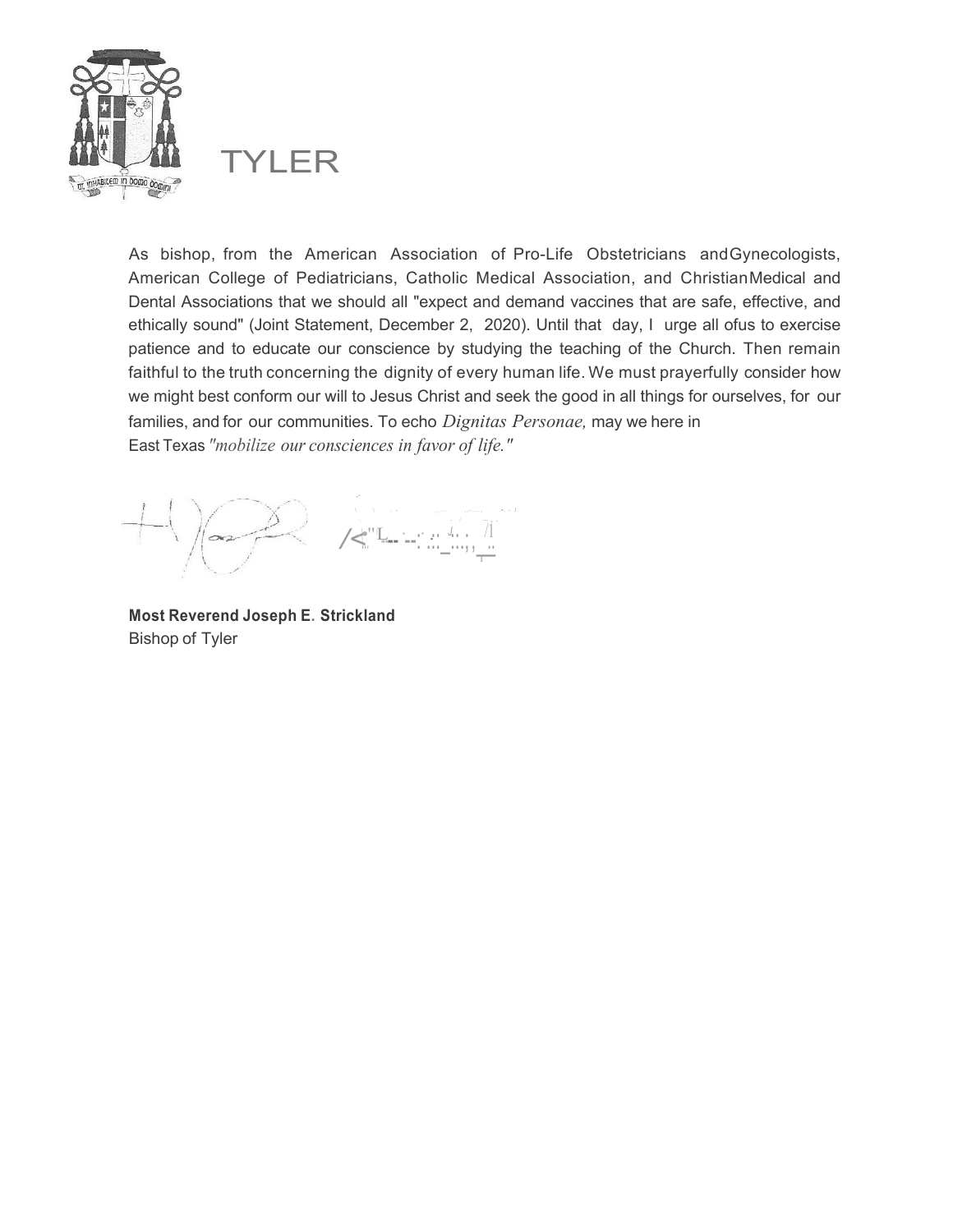TYLER

As bishop, from the American Association of Pro-Life Obstetricians andGynecologists, American College of Pediatricians, Catholic Medical Association, and ChristianMedical and Dental Associations that we should all "expect and demand vaccines that are safe, effective, and ethically sound" (Joint Statement, December 2, 2020). Until that day, I urge all ofus to exercise patience and to educate our conscience by studying the teaching of the Church. Then remain faithful to the truth concerning the dignity of every human life. We must prayerfully consider how we might best conform our will to Jesus Christ and seek the good in all things for ourselves, for our families, and for our communities. To echo *Dignitas Personae,* may we here in East Texas *"mobilize our consciences in favor of life."*

**Most Reverend Joseph E. Strickland**
Bishop of Tyler